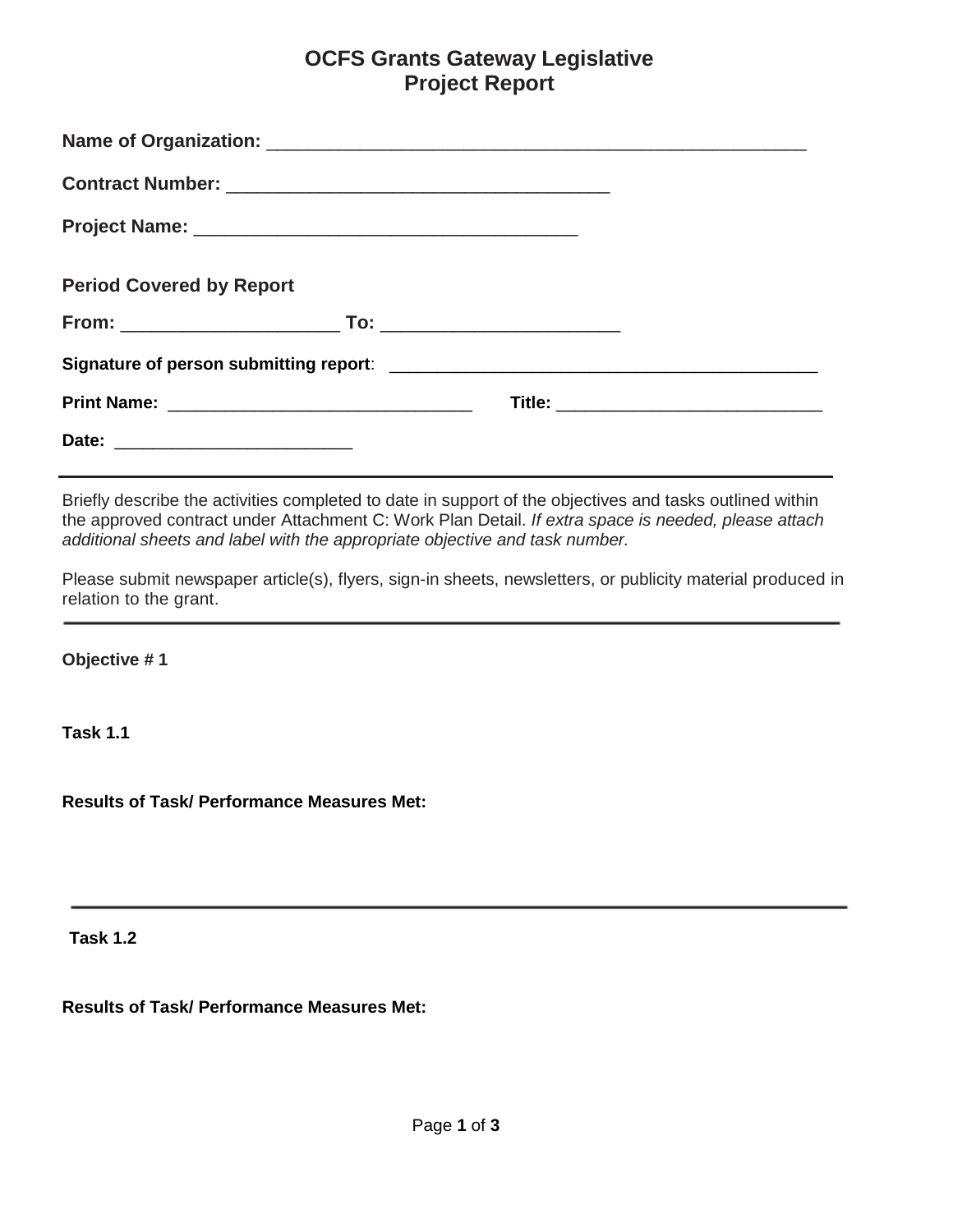# OCFS Grants Gateway Legislative Project Report

**Name of Organization:** ______________________________________________________

**Contract Number:** ______________________________________

**Project Name:** ______________________________________

**Period Covered by Report**

**From:** ______________________ **To:** _______________________

**Signature of person submitting report**: ___________________________________________

**Print Name:** _______________________________ **Title:** ___________________________

**Date:** ________________________

---

Briefly describe the activities completed to date in support of the objectives and tasks outlined within the approved contract under Attachment C: Work Plan Detail. *If extra space is needed, please attach additional sheets and label with the appropriate objective and task number.*

Please submit newspaper article(s), flyers, sign-in sheets, newsletters, or publicity material produced in relation to the grant.

---

**Objective # 1**

**Task 1.1**

**Results of Task/ Performance Measures Met:**

---

**Task 1.2**

**Results of Task/ Performance Measures Met:**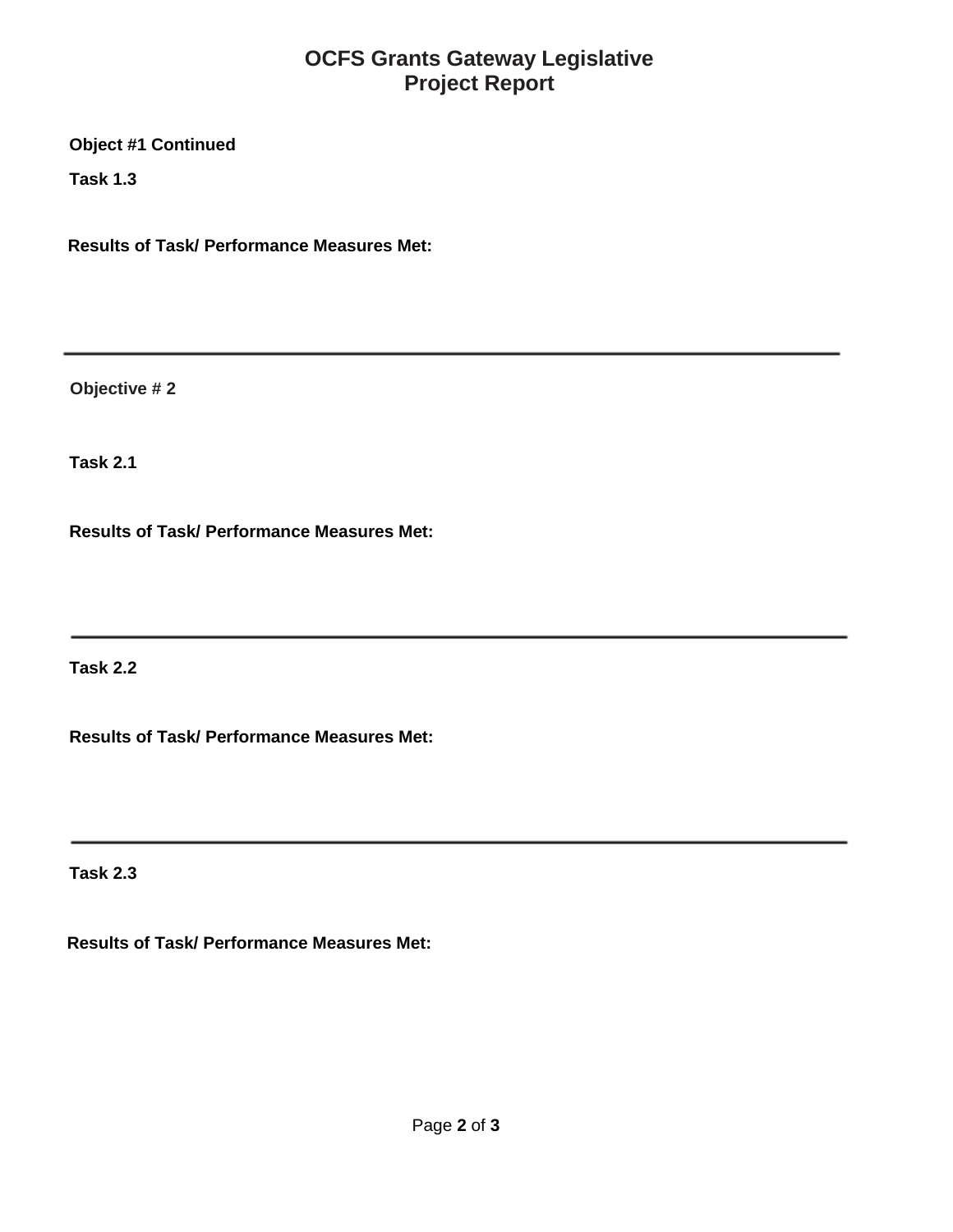# OCFS Grants Gateway Legislative Project Report

**Object #1 Continued**

**Task 1.3**

**Results of Task/ Performance Measures Met:**

---

**Objective # 2**

**Task 2.1**

**Results of Task/ Performance Measures Met:**

---

**Task 2.2**

**Results of Task/ Performance Measures Met:**

---

**Task 2.3**

**Results of Task/ Performance Measures Met:**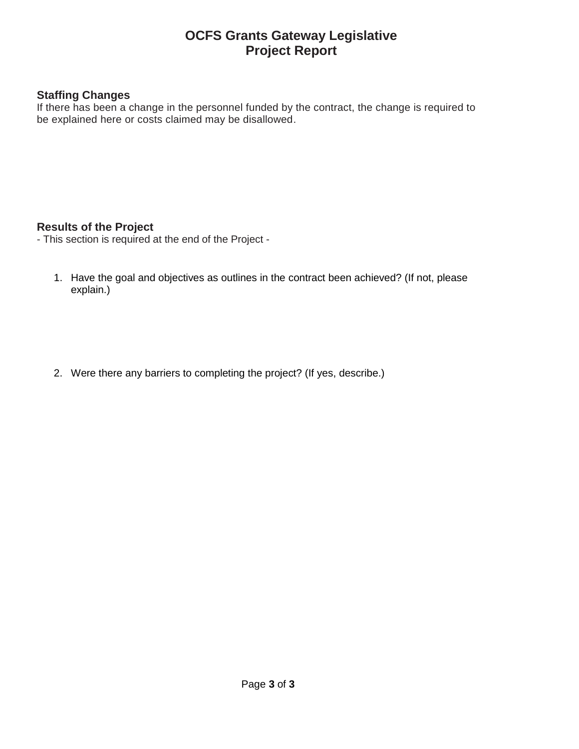# OCFS Grants Gateway Legislative Project Report

## Staffing Changes

If there has been a change in the personnel funded by the contract, the change is required to be explained here or costs claimed may be disallowed.

## Results of the Project

- This section is required at the end of the Project -

1. Have the goal and objectives as outlines in the contract been achieved? (If not, please explain.)

2. Were there any barriers to completing the project? (If yes, describe.)